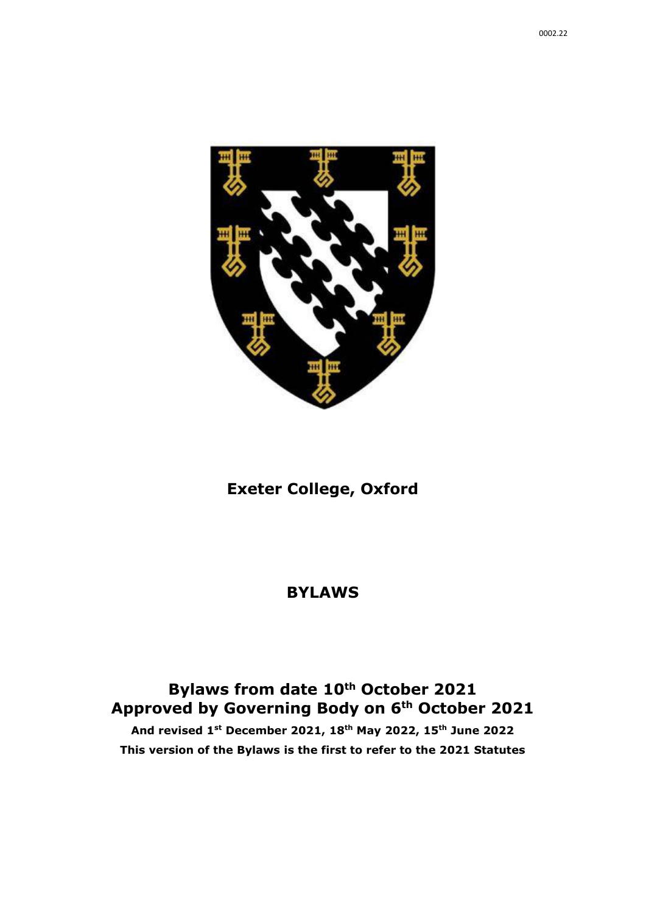0002.22

# Exeter College, Oxford

## BYLAWS

## Bylaws from date 10th October 2021
## Approved by Governing Body on 6th October 2021

**And revised 1st December 2021, 18th May 2022, 15th June 2022**

**This version of the Bylaws is the first to refer to the 2021 Statutes**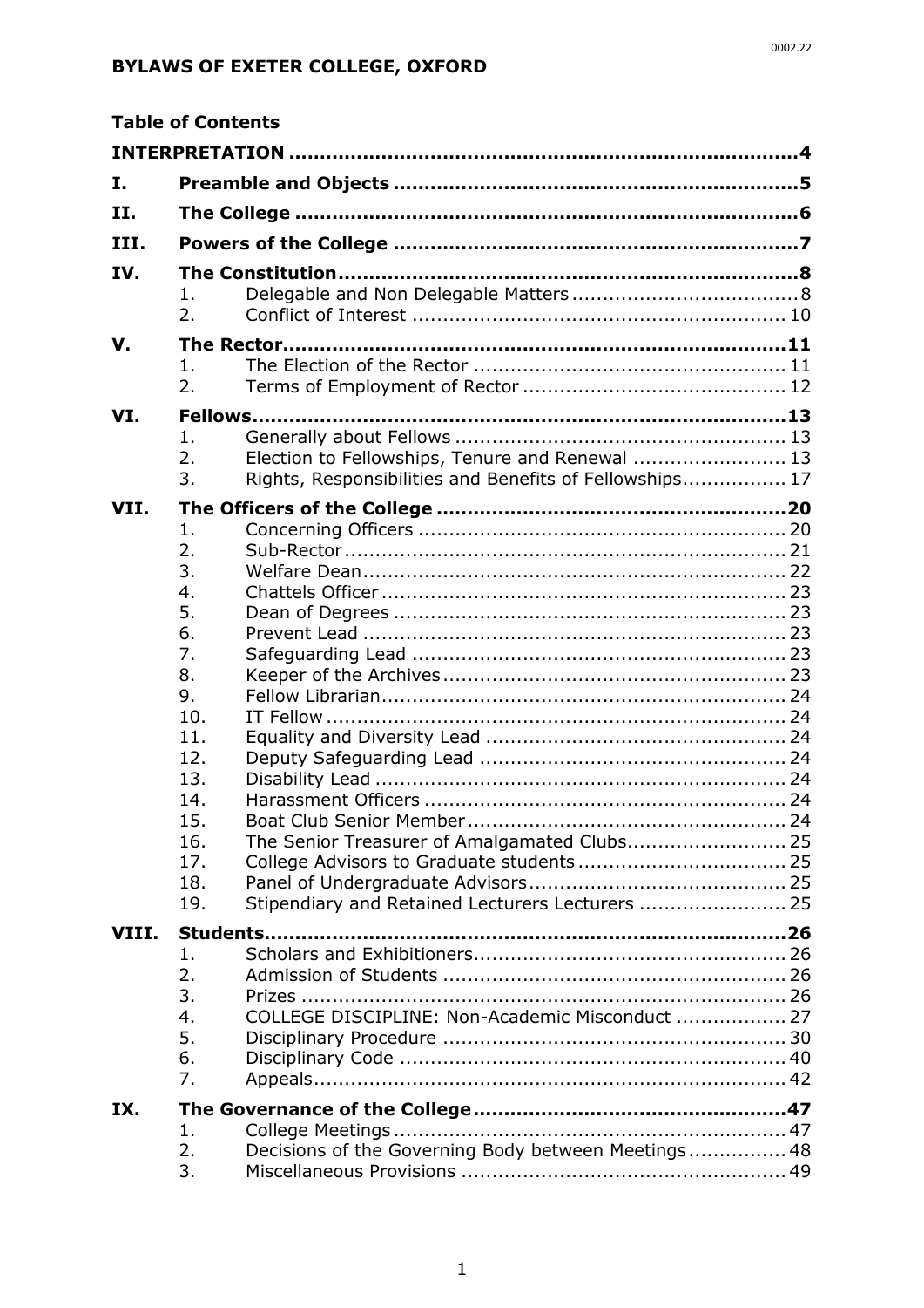**BYLAWS OF EXETER COLLEGE, OXFORD**

**Table of Contents**

| | | |
|---|---|---|
| **INTERPRETATION** | | **4** |
| **I.** | **Preamble and Objects** | **5** |
| **II.** | **The College** | **6** |
| **III.** | **Powers of the College** | **7** |
| **IV.** | **The Constitution** | **8** |
| | 1. Delegable and Non Delegable Matters | 8 |
| | 2. Conflict of Interest | 10 |
| **V.** | **The Rector** | **11** |
| | 1. The Election of the Rector | 11 |
| | 2. Terms of Employment of Rector | 12 |
| **VI.** | **Fellows** | **13** |
| | 1. Generally about Fellows | 13 |
| | 2. Election to Fellowships, Tenure and Renewal | 13 |
| | 3. Rights, Responsibilities and Benefits of Fellowships | 17 |
| **VII.** | **The Officers of the College** | **20** |
| | 1. Concerning Officers | 20 |
| | 2. Sub-Rector | 21 |
| | 3. Welfare Dean | 22 |
| | 4. Chattels Officer | 23 |
| | 5. Dean of Degrees | 23 |
| | 6. Prevent Lead | 23 |
| | 7. Safeguarding Lead | 23 |
| | 8. Keeper of the Archives | 23 |
| | 9. Fellow Librarian | 24 |
| | 10. IT Fellow | 24 |
| | 11. Equality and Diversity Lead | 24 |
| | 12. Deputy Safeguarding Lead | 24 |
| | 13. Disability Lead | 24 |
| | 14. Harassment Officers | 24 |
| | 15. Boat Club Senior Member | 24 |
| | 16. The Senior Treasurer of Amalgamated Clubs | 25 |
| | 17. College Advisors to Graduate students | 25 |
| | 18. Panel of Undergraduate Advisors | 25 |
| | 19. Stipendiary and Retained Lecturers Lecturers | 25 |
| **VIII.** | **Students** | **26** |
| | 1. Scholars and Exhibitioners | 26 |
| | 2. Admission of Students | 26 |
| | 3. Prizes | 26 |
| | 4. COLLEGE DISCIPLINE: Non-Academic Misconduct | 27 |
| | 5. Disciplinary Procedure | 30 |
| | 6. Disciplinary Code | 40 |
| | 7. Appeals | 42 |
| **IX.** | **The Governance of the College** | **47** |
| | 1. College Meetings | 47 |
| | 2. Decisions of the Governing Body between Meetings | 48 |
| | 3. Miscellaneous Provisions | 49 |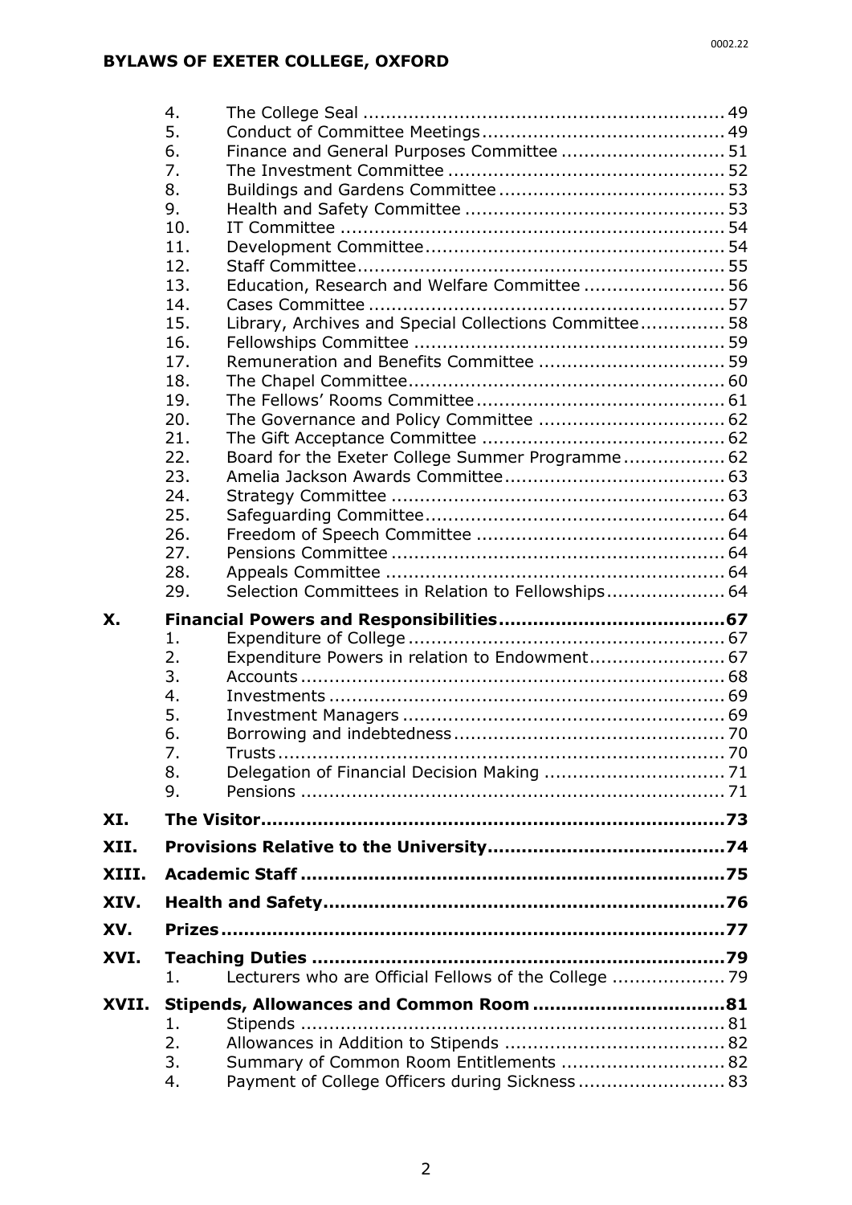| | | | |
|---|---|---|---|
| | 4. | The College Seal | 49 |
| | 5. | Conduct of Committee Meetings | 49 |
| | 6. | Finance and General Purposes Committee | 51 |
| | 7. | The Investment Committee | 52 |
| | 8. | Buildings and Gardens Committee | 53 |
| | 9. | Health and Safety Committee | 53 |
| | 10. | IT Committee | 54 |
| | 11. | Development Committee | 54 |
| | 12. | Staff Committee | 55 |
| | 13. | Education, Research and Welfare Committee | 56 |
| | 14. | Cases Committee | 57 |
| | 15. | Library, Archives and Special Collections Committee | 58 |
| | 16. | Fellowships Committee | 59 |
| | 17. | Remuneration and Benefits Committee | 59 |
| | 18. | The Chapel Committee | 60 |
| | 19. | The Fellows' Rooms Committee | 61 |
| | 20. | The Governance and Policy Committee | 62 |
| | 21. | The Gift Acceptance Committee | 62 |
| | 22. | Board for the Exeter College Summer Programme | 62 |
| | 23. | Amelia Jackson Awards Committee | 63 |
| | 24. | Strategy Committee | 63 |
| | 25. | Safeguarding Committee | 64 |
| | 26. | Freedom of Speech Committee | 64 |
| | 27. | Pensions Committee | 64 |
| | 28. | Appeals Committee | 64 |
| | 29. | Selection Committees in Relation to Fellowships | 64 |
| **X.** | **Financial Powers and Responsibilities** | | **67** |
| | 1. | Expenditure of College | 67 |
| | 2. | Expenditure Powers in relation to Endowment | 67 |
| | 3. | Accounts | 68 |
| | 4. | Investments | 69 |
| | 5. | Investment Managers | 69 |
| | 6. | Borrowing and indebtedness | 70 |
| | 7. | Trusts | 70 |
| | 8. | Delegation of Financial Decision Making | 71 |
| | 9. | Pensions | 71 |
| **XI.** | **The Visitor** | | **73** |
| **XII.** | **Provisions Relative to the University** | | **74** |
| **XIII.** | **Academic Staff** | | **75** |
| **XIV.** | **Health and Safety** | | **76** |
| **XV.** | **Prizes** | | **77** |
| **XVI.** | **Teaching Duties** | | **79** |
| | 1. | Lecturers who are Official Fellows of the College | 79 |
| **XVII.** | **Stipends, Allowances and Common Room** | | **81** |
| | 1. | Stipends | 81 |
| | 2. | Allowances in Addition to Stipends | 82 |
| | 3. | Summary of Common Room Entitlements | 82 |
| | 4. | Payment of College Officers during Sickness | 83 |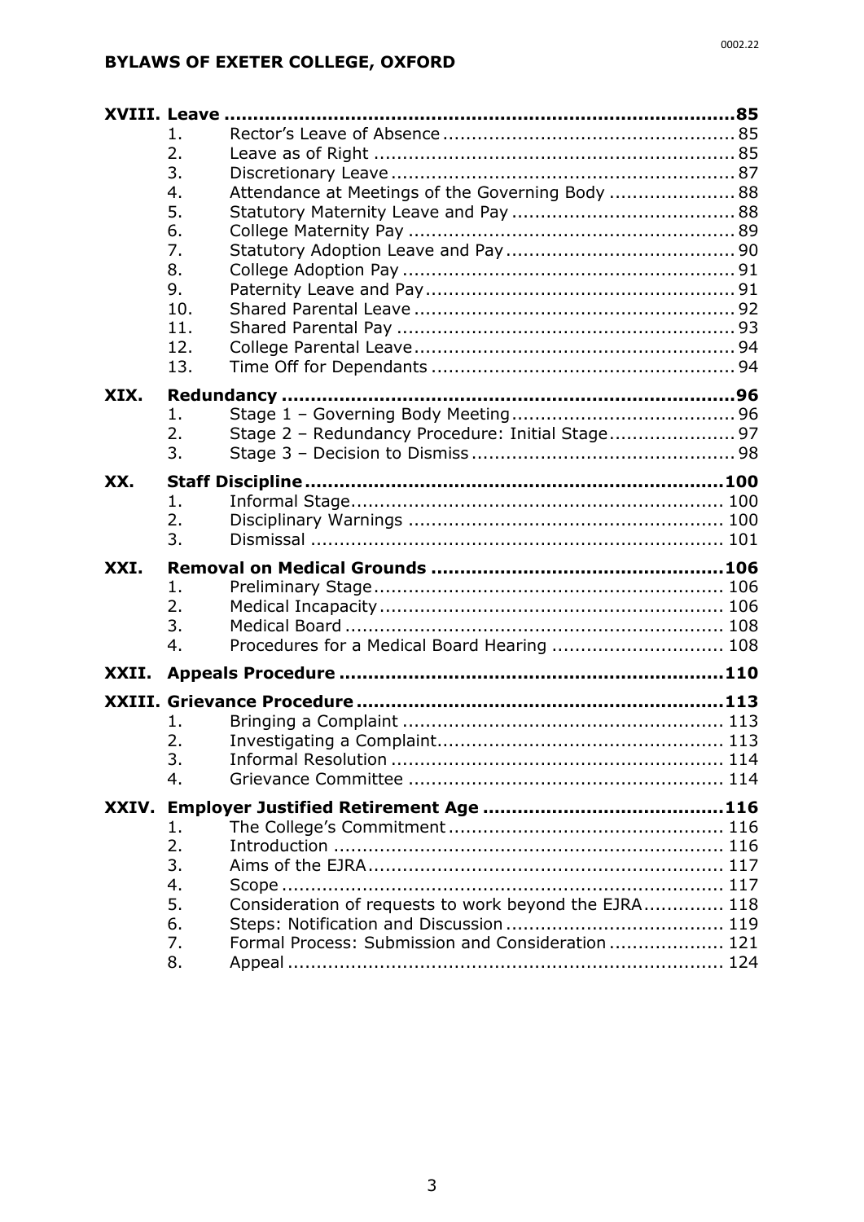| | | | |
|---|---|---|---|
| **XVIII.** | **Leave** | | **85** |
| | 1. | Rector's Leave of Absence | 85 |
| | 2. | Leave as of Right | 85 |
| | 3. | Discretionary Leave | 87 |
| | 4. | Attendance at Meetings of the Governing Body | 88 |
| | 5. | Statutory Maternity Leave and Pay | 88 |
| | 6. | College Maternity Pay | 89 |
| | 7. | Statutory Adoption Leave and Pay | 90 |
| | 8. | College Adoption Pay | 91 |
| | 9. | Paternity Leave and Pay | 91 |
| | 10. | Shared Parental Leave | 92 |
| | 11. | Shared Parental Pay | 93 |
| | 12. | College Parental Leave | 94 |
| | 13. | Time Off for Dependants | 94 |
| **XIX.** | **Redundancy** | | **96** |
| | 1. | Stage 1 – Governing Body Meeting | 96 |
| | 2. | Stage 2 – Redundancy Procedure: Initial Stage | 97 |
| | 3. | Stage 3 – Decision to Dismiss | 98 |
| **XX.** | **Staff Discipline** | | **100** |
| | 1. | Informal Stage | 100 |
| | 2. | Disciplinary Warnings | 100 |
| | 3. | Dismissal | 101 |
| **XXI.** | **Removal on Medical Grounds** | | **106** |
| | 1. | Preliminary Stage | 106 |
| | 2. | Medical Incapacity | 106 |
| | 3. | Medical Board | 108 |
| | 4. | Procedures for a Medical Board Hearing | 108 |
| **XXII.** | **Appeals Procedure** | | **110** |
| **XXIII.** | **Grievance Procedure** | | **113** |
| | 1. | Bringing a Complaint | 113 |
| | 2. | Investigating a Complaint | 113 |
| | 3. | Informal Resolution | 114 |
| | 4. | Grievance Committee | 114 |
| **XXIV.** | **Employer Justified Retirement Age** | | **116** |
| | 1. | The College's Commitment | 116 |
| | 2. | Introduction | 116 |
| | 3. | Aims of the EJRA | 117 |
| | 4. | Scope | 117 |
| | 5. | Consideration of requests to work beyond the EJRA | 118 |
| | 6. | Steps: Notification and Discussion | 119 |
| | 7. | Formal Process: Submission and Consideration | 121 |
| | 8. | Appeal | 124 |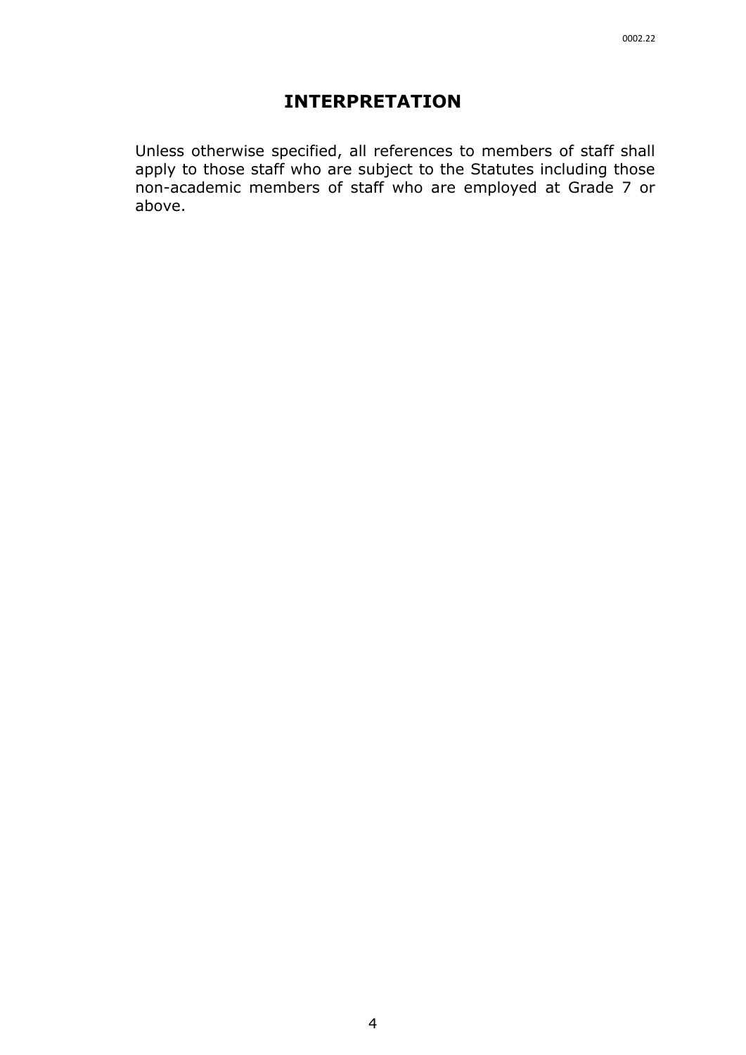# INTERPRETATION

Unless otherwise specified, all references to members of staff shall apply to those staff who are subject to the Statutes including those non-academic members of staff who are employed at Grade 7 or above.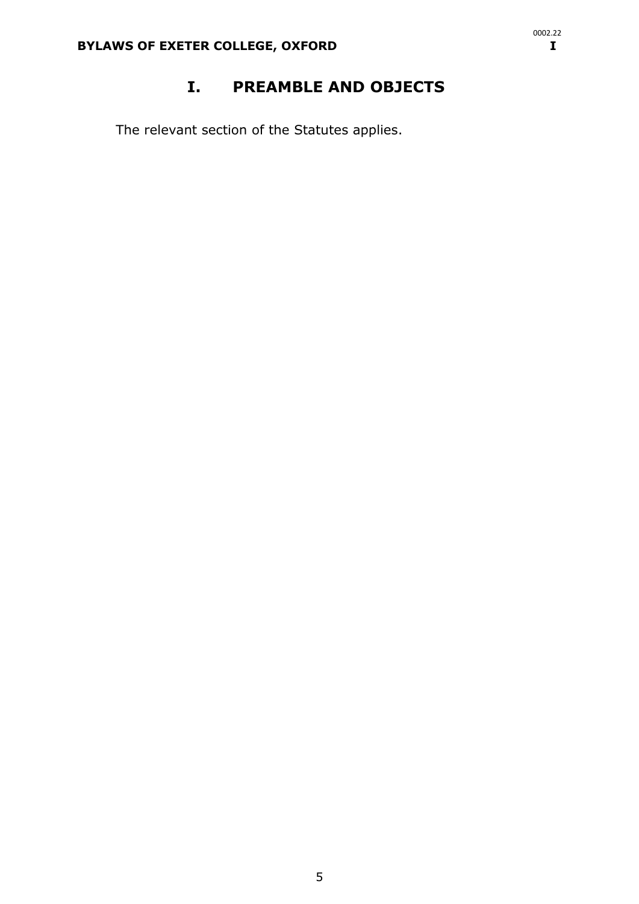# I. PREAMBLE AND OBJECTS

The relevant section of the Statutes applies.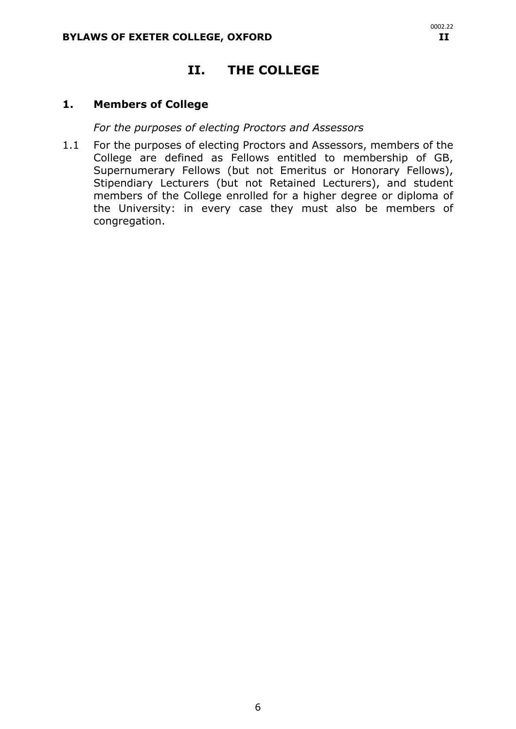# II. THE COLLEGE

## 1. Members of College

*For the purposes of electing Proctors and Assessors*

1.1 For the purposes of electing Proctors and Assessors, members of the College are defined as Fellows entitled to membership of GB, Supernumerary Fellows (but not Emeritus or Honorary Fellows), Stipendiary Lecturers (but not Retained Lecturers), and student members of the College enrolled for a higher degree or diploma of the University: in every case they must also be members of congregation.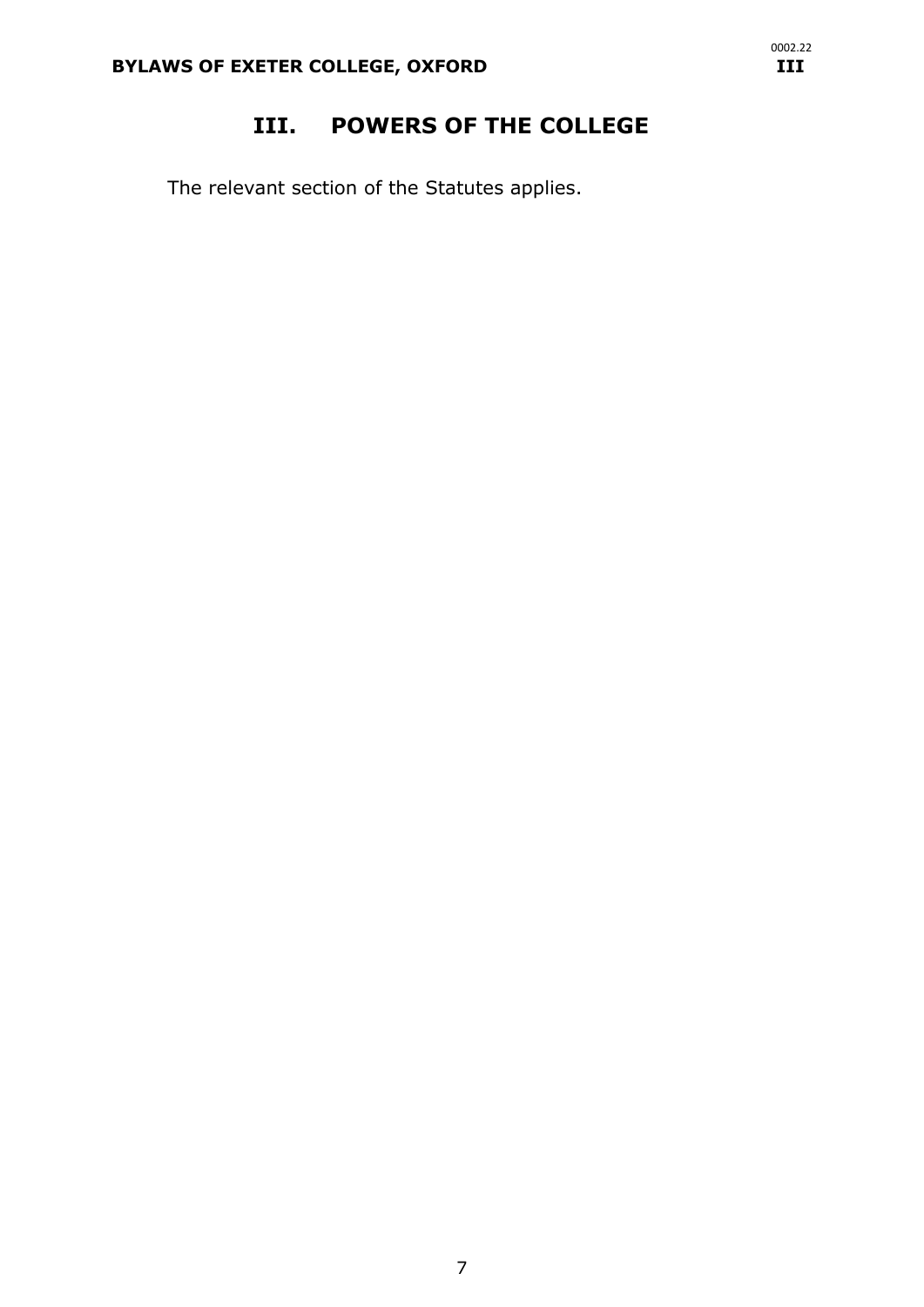# III. POWERS OF THE COLLEGE

The relevant section of the Statutes applies.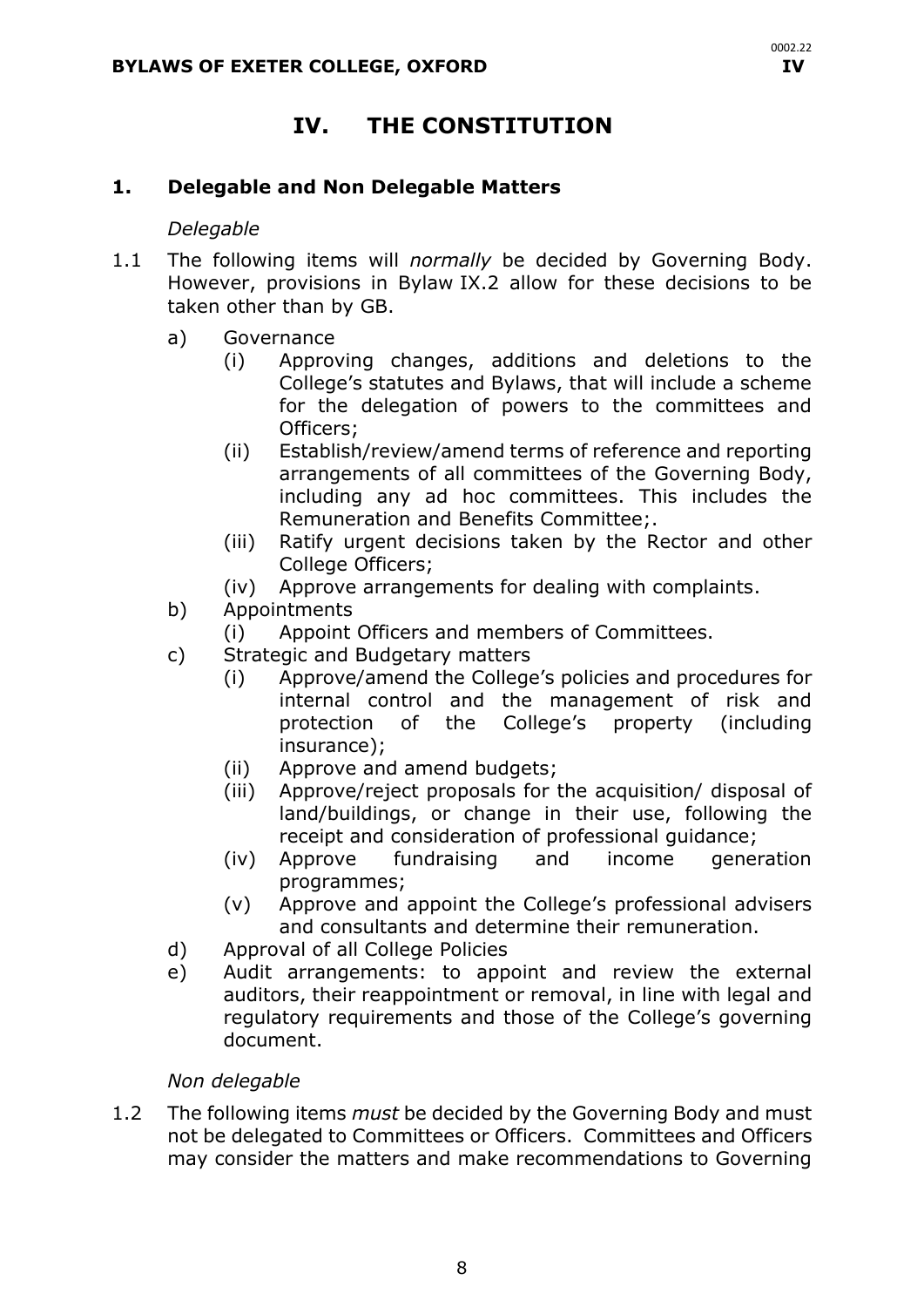# IV. THE CONSTITUTION

## 1. Delegable and Non Delegable Matters

*Delegable*

1.1 The following items will *normally* be decided by Governing Body. However, provisions in Bylaw IX.2 allow for these decisions to be taken other than by GB.

- a) Governance
  - (i) Approving changes, additions and deletions to the College's statutes and Bylaws, that will include a scheme for the delegation of powers to the committees and Officers;
  - (ii) Establish/review/amend terms of reference and reporting arrangements of all committees of the Governing Body, including any ad hoc committees. This includes the Remuneration and Benefits Committee;.
  - (iii) Ratify urgent decisions taken by the Rector and other College Officers;
  - (iv) Approve arrangements for dealing with complaints.
- b) Appointments
  - (i) Appoint Officers and members of Committees.
- c) Strategic and Budgetary matters
  - (i) Approve/amend the College's policies and procedures for internal control and the management of risk and protection of the College's property (including insurance);
  - (ii) Approve and amend budgets;
  - (iii) Approve/reject proposals for the acquisition/ disposal of land/buildings, or change in their use, following the receipt and consideration of professional guidance;
  - (iv) Approve fundraising and income generation programmes;
  - (v) Approve and appoint the College's professional advisers and consultants and determine their remuneration.
- d) Approval of all College Policies
- e) Audit arrangements: to appoint and review the external auditors, their reappointment or removal, in line with legal and regulatory requirements and those of the College's governing document.

*Non delegable*

1.2 The following items *must* be decided by the Governing Body and must not be delegated to Committees or Officers. Committees and Officers may consider the matters and make recommendations to Governing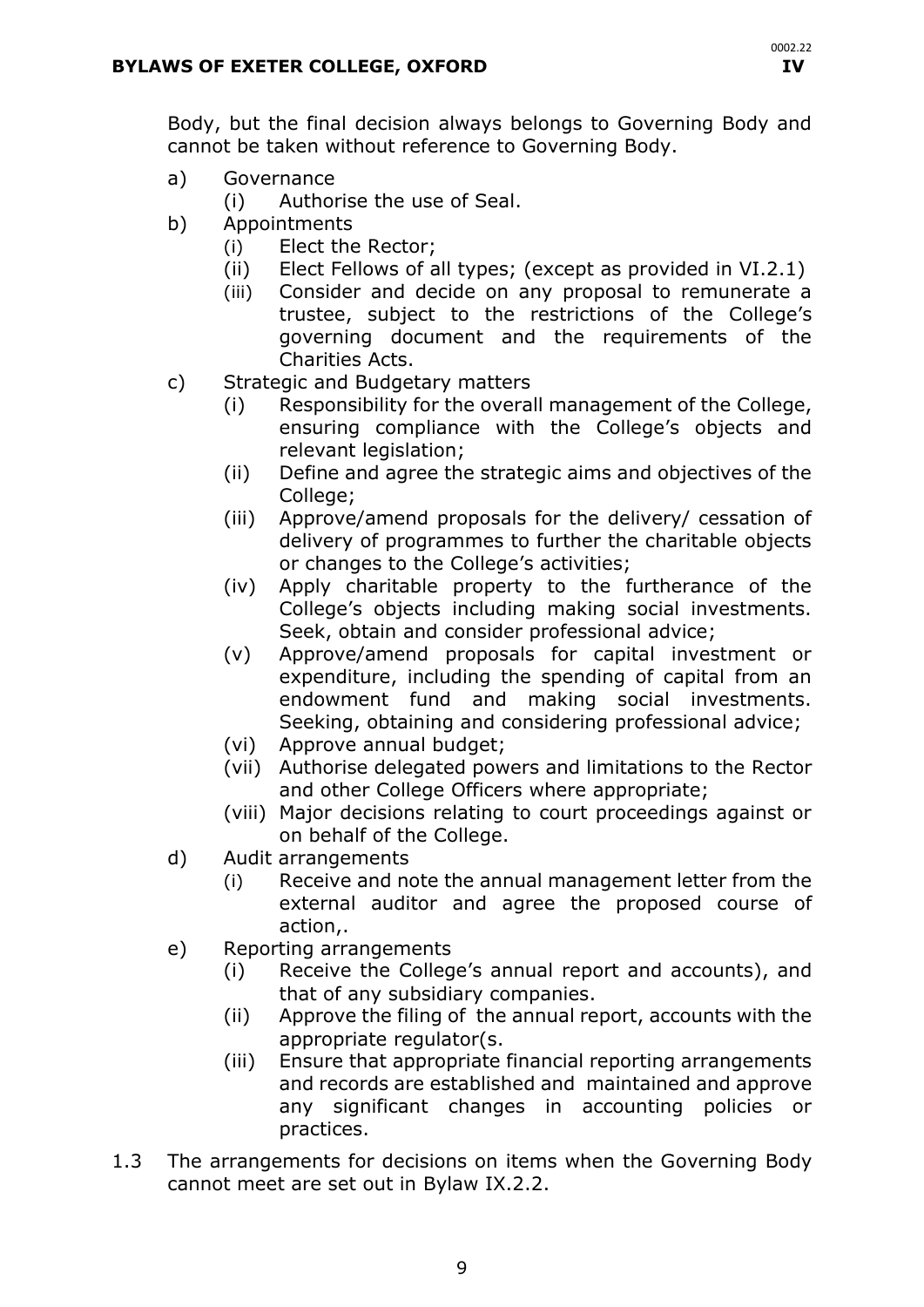Body, but the final decision always belongs to Governing Body and cannot be taken without reference to Governing Body.

a) Governance
   (i) Authorise the use of Seal.
b) Appointments
   (i) Elect the Rector;
   (ii) Elect Fellows of all types; (except as provided in VI.2.1)
   (iii) Consider and decide on any proposal to remunerate a trustee, subject to the restrictions of the College's governing document and the requirements of the Charities Acts.
c) Strategic and Budgetary matters
   (i) Responsibility for the overall management of the College, ensuring compliance with the College's objects and relevant legislation;
   (ii) Define and agree the strategic aims and objectives of the College;
   (iii) Approve/amend proposals for the delivery/ cessation of delivery of programmes to further the charitable objects or changes to the College's activities;
   (iv) Apply charitable property to the furtherance of the College's objects including making social investments. Seek, obtain and consider professional advice;
   (v) Approve/amend proposals for capital investment or expenditure, including the spending of capital from an endowment fund and making social investments. Seeking, obtaining and considering professional advice;
   (vi) Approve annual budget;
   (vii) Authorise delegated powers and limitations to the Rector and other College Officers where appropriate;
   (viii) Major decisions relating to court proceedings against or on behalf of the College.
d) Audit arrangements
   (i) Receive and note the annual management letter from the external auditor and agree the proposed course of action,.
e) Reporting arrangements
   (i) Receive the College's annual report and accounts), and that of any subsidiary companies.
   (ii) Approve the filing of the annual report, accounts with the appropriate regulator(s.
   (iii) Ensure that appropriate financial reporting arrangements and records are established and maintained and approve any significant changes in accounting policies or practices.

1.3 The arrangements for decisions on items when the Governing Body cannot meet are set out in Bylaw IX.2.2.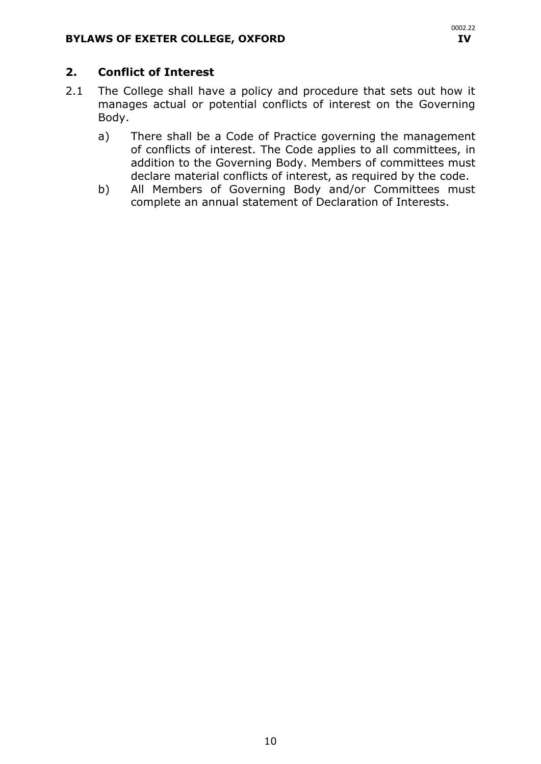## 2. Conflict of Interest

2.1 The College shall have a policy and procedure that sets out how it manages actual or potential conflicts of interest on the Governing Body.

   a) There shall be a Code of Practice governing the management of conflicts of interest. The Code applies to all committees, in addition to the Governing Body. Members of committees must declare material conflicts of interest, as required by the code.

   b) All Members of Governing Body and/or Committees must complete an annual statement of Declaration of Interests.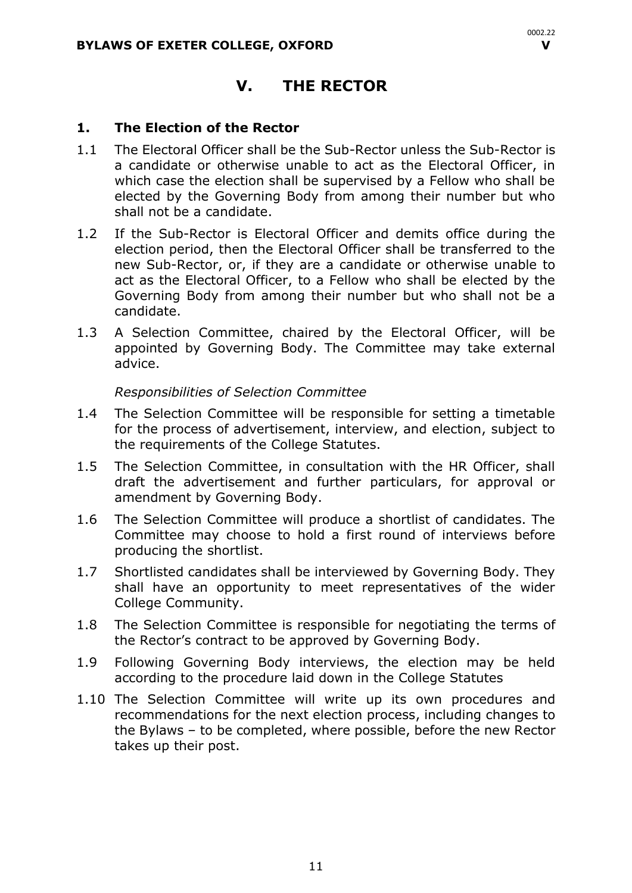# V. THE RECTOR

## 1. The Election of the Rector

1.1 The Electoral Officer shall be the Sub-Rector unless the Sub-Rector is a candidate or otherwise unable to act as the Electoral Officer, in which case the election shall be supervised by a Fellow who shall be elected by the Governing Body from among their number but who shall not be a candidate.

1.2 If the Sub-Rector is Electoral Officer and demits office during the election period, then the Electoral Officer shall be transferred to the new Sub-Rector, or, if they are a candidate or otherwise unable to act as the Electoral Officer, to a Fellow who shall be elected by the Governing Body from among their number but who shall not be a candidate.

1.3 A Selection Committee, chaired by the Electoral Officer, will be appointed by Governing Body. The Committee may take external advice.

*Responsibilities of Selection Committee*

1.4 The Selection Committee will be responsible for setting a timetable for the process of advertisement, interview, and election, subject to the requirements of the College Statutes.

1.5 The Selection Committee, in consultation with the HR Officer, shall draft the advertisement and further particulars, for approval or amendment by Governing Body.

1.6 The Selection Committee will produce a shortlist of candidates. The Committee may choose to hold a first round of interviews before producing the shortlist.

1.7 Shortlisted candidates shall be interviewed by Governing Body. They shall have an opportunity to meet representatives of the wider College Community.

1.8 The Selection Committee is responsible for negotiating the terms of the Rector's contract to be approved by Governing Body.

1.9 Following Governing Body interviews, the election may be held according to the procedure laid down in the College Statutes

1.10 The Selection Committee will write up its own procedures and recommendations for the next election process, including changes to the Bylaws – to be completed, where possible, before the new Rector takes up their post.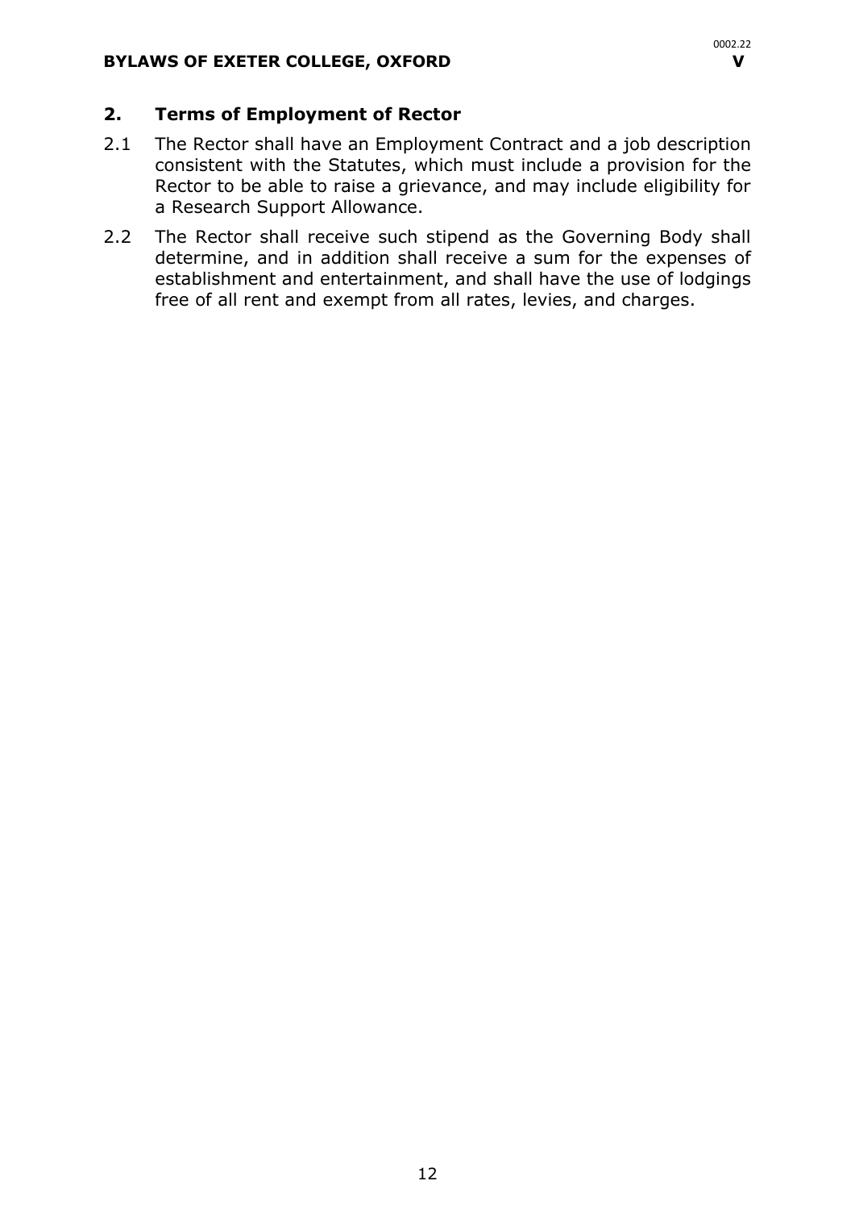## 2. Terms of Employment of Rector

2.1 The Rector shall have an Employment Contract and a job description consistent with the Statutes, which must include a provision for the Rector to be able to raise a grievance, and may include eligibility for a Research Support Allowance.

2.2 The Rector shall receive such stipend as the Governing Body shall determine, and in addition shall receive a sum for the expenses of establishment and entertainment, and shall have the use of lodgings free of all rent and exempt from all rates, levies, and charges.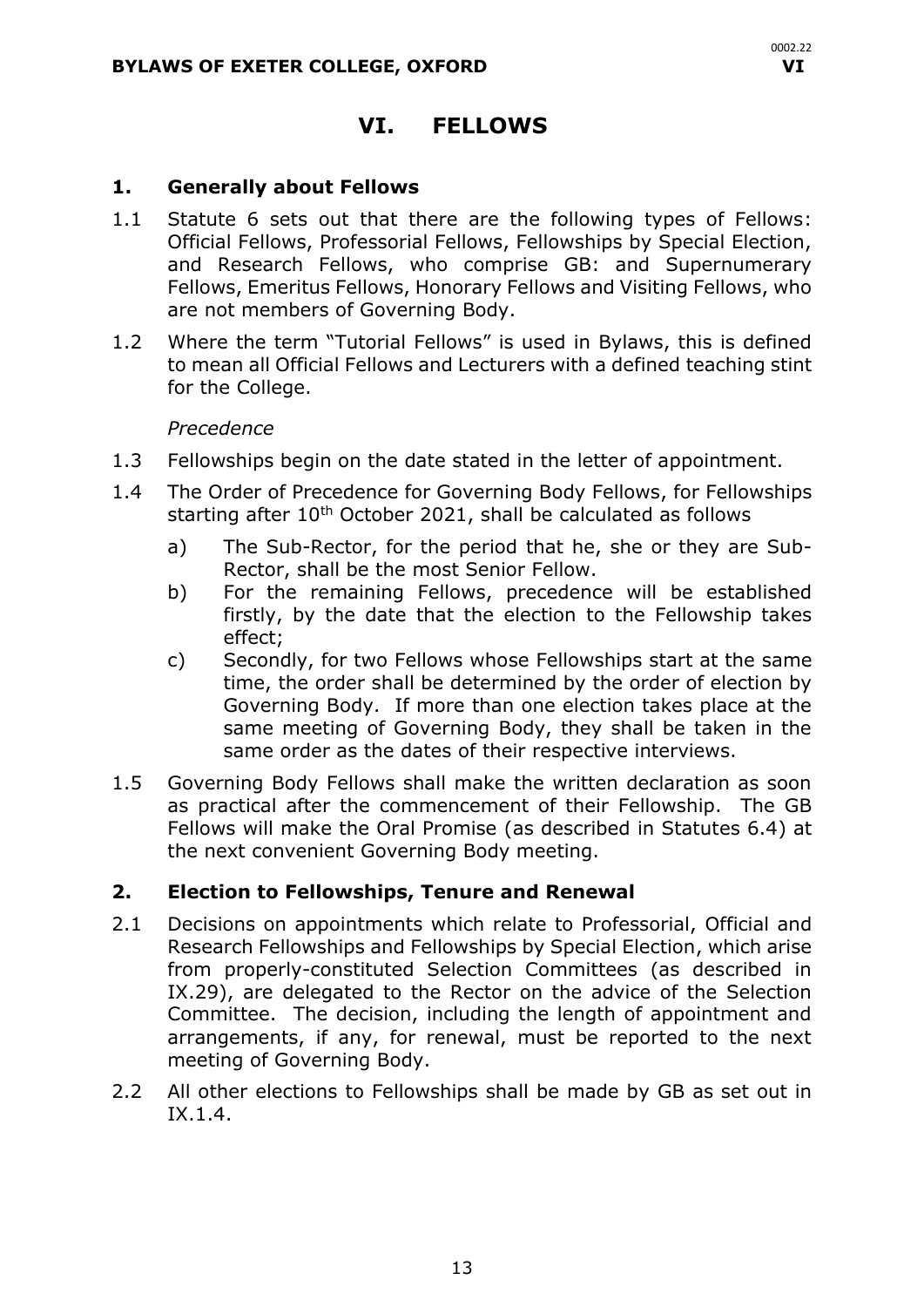# VI. FELLOWS

## 1. Generally about Fellows

1.1 Statute 6 sets out that there are the following types of Fellows: Official Fellows, Professorial Fellows, Fellowships by Special Election, and Research Fellows, who comprise GB: and Supernumerary Fellows, Emeritus Fellows, Honorary Fellows and Visiting Fellows, who are not members of Governing Body.

1.2 Where the term "Tutorial Fellows" is used in Bylaws, this is defined to mean all Official Fellows and Lecturers with a defined teaching stint for the College.

*Precedence*

1.3 Fellowships begin on the date stated in the letter of appointment.

1.4 The Order of Precedence for Governing Body Fellows, for Fellowships starting after 10th October 2021, shall be calculated as follows

a) The Sub-Rector, for the period that he, she or they are Sub-Rector, shall be the most Senior Fellow.

b) For the remaining Fellows, precedence will be established firstly, by the date that the election to the Fellowship takes effect;

c) Secondly, for two Fellows whose Fellowships start at the same time, the order shall be determined by the order of election by Governing Body. If more than one election takes place at the same meeting of Governing Body, they shall be taken in the same order as the dates of their respective interviews.

1.5 Governing Body Fellows shall make the written declaration as soon as practical after the commencement of their Fellowship. The GB Fellows will make the Oral Promise (as described in Statutes 6.4) at the next convenient Governing Body meeting.

## 2. Election to Fellowships, Tenure and Renewal

2.1 Decisions on appointments which relate to Professorial, Official and Research Fellowships and Fellowships by Special Election, which arise from properly-constituted Selection Committees (as described in IX.29), are delegated to the Rector on the advice of the Selection Committee. The decision, including the length of appointment and arrangements, if any, for renewal, must be reported to the next meeting of Governing Body.

2.2 All other elections to Fellowships shall be made by GB as set out in IX.1.4.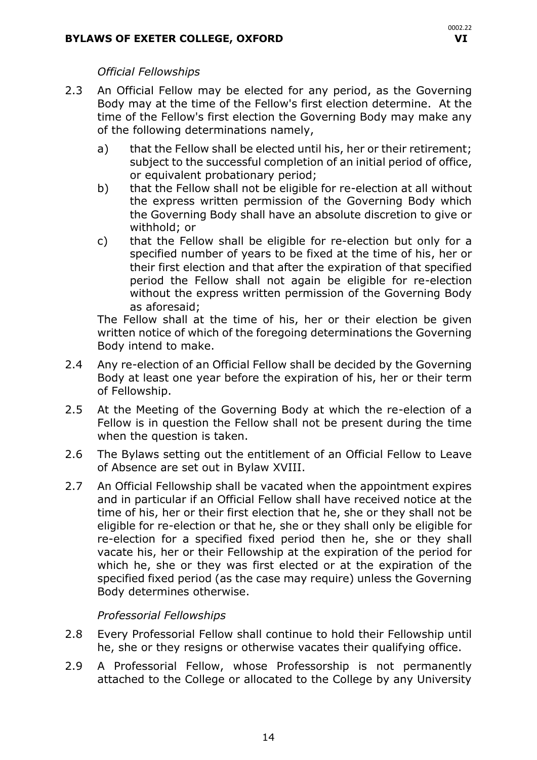*Official Fellowships*

2.3 An Official Fellow may be elected for any period, as the Governing Body may at the time of the Fellow's first election determine. At the time of the Fellow's first election the Governing Body may make any of the following determinations namely,

   a) that the Fellow shall be elected until his, her or their retirement; subject to the successful completion of an initial period of office, or equivalent probationary period;

   b) that the Fellow shall not be eligible for re-election at all without the express written permission of the Governing Body which the Governing Body shall have an absolute discretion to give or withhold; or

   c) that the Fellow shall be eligible for re-election but only for a specified number of years to be fixed at the time of his, her or their first election and that after the expiration of that specified period the Fellow shall not again be eligible for re-election without the express written permission of the Governing Body as aforesaid;

   The Fellow shall at the time of his, her or their election be given written notice of which of the foregoing determinations the Governing Body intend to make.

2.4 Any re-election of an Official Fellow shall be decided by the Governing Body at least one year before the expiration of his, her or their term of Fellowship.

2.5 At the Meeting of the Governing Body at which the re-election of a Fellow is in question the Fellow shall not be present during the time when the question is taken.

2.6 The Bylaws setting out the entitlement of an Official Fellow to Leave of Absence are set out in Bylaw XVIII.

2.7 An Official Fellowship shall be vacated when the appointment expires and in particular if an Official Fellow shall have received notice at the time of his, her or their first election that he, she or they shall not be eligible for re-election or that he, she or they shall only be eligible for re-election for a specified fixed period then he, she or they shall vacate his, her or their Fellowship at the expiration of the period for which he, she or they was first elected or at the expiration of the specified fixed period (as the case may require) unless the Governing Body determines otherwise.

*Professorial Fellowships*

2.8 Every Professorial Fellow shall continue to hold their Fellowship until he, she or they resigns or otherwise vacates their qualifying office.

2.9 A Professorial Fellow, whose Professorship is not permanently attached to the College or allocated to the College by any University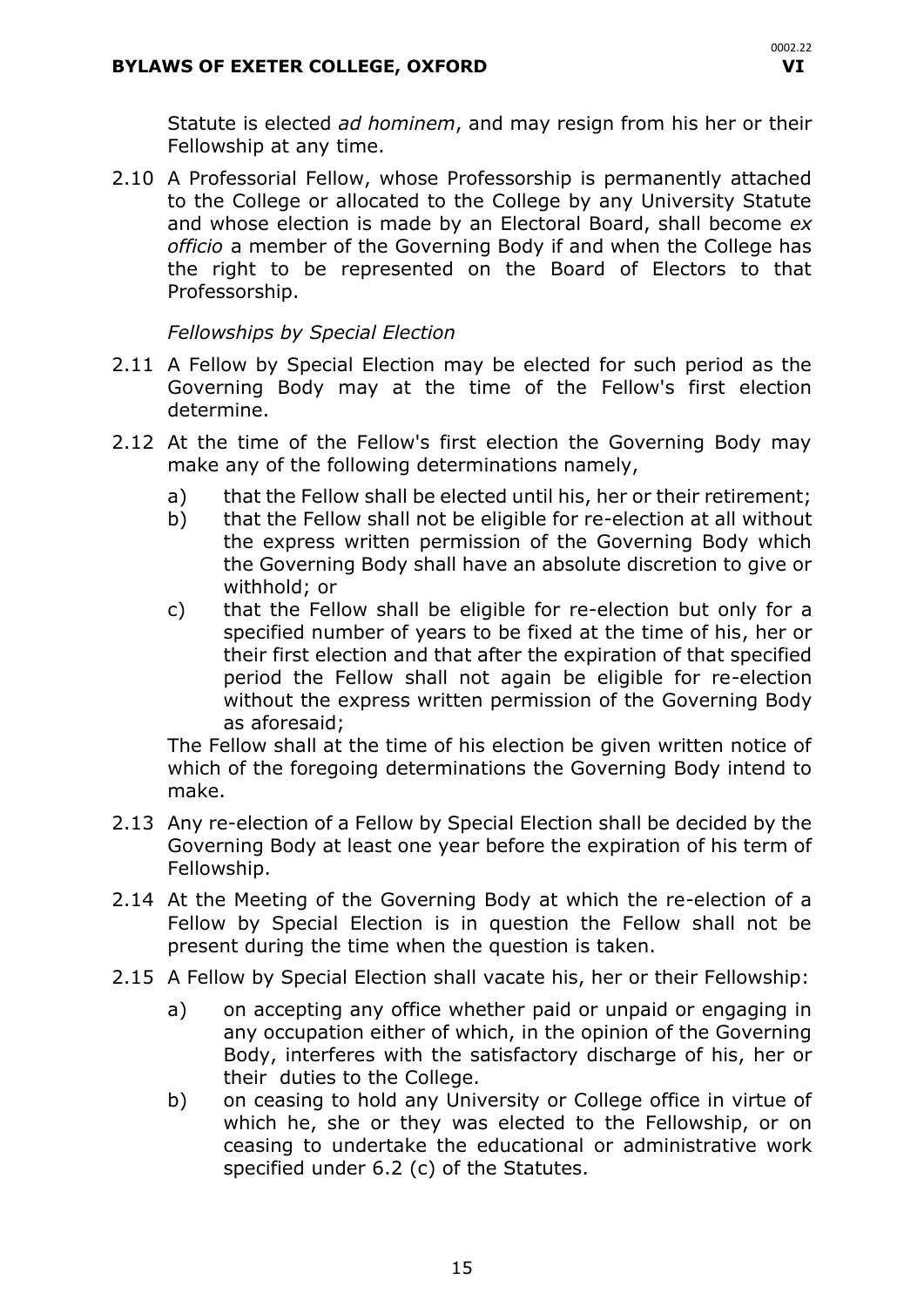Statute is elected *ad hominem*, and may resign from his her or their Fellowship at any time.

2.10 A Professorial Fellow, whose Professorship is permanently attached to the College or allocated to the College by any University Statute and whose election is made by an Electoral Board, shall become *ex officio* a member of the Governing Body if and when the College has the right to be represented on the Board of Electors to that Professorship.

*Fellowships by Special Election*

2.11 A Fellow by Special Election may be elected for such period as the Governing Body may at the time of the Fellow's first election determine.

2.12 At the time of the Fellow's first election the Governing Body may make any of the following determinations namely,

a) that the Fellow shall be elected until his, her or their retirement;
b) that the Fellow shall not be eligible for re-election at all without the express written permission of the Governing Body which the Governing Body shall have an absolute discretion to give or withhold; or
c) that the Fellow shall be eligible for re-election but only for a specified number of years to be fixed at the time of his, her or their first election and that after the expiration of that specified period the Fellow shall not again be eligible for re-election without the express written permission of the Governing Body as aforesaid;

The Fellow shall at the time of his election be given written notice of which of the foregoing determinations the Governing Body intend to make.

2.13 Any re-election of a Fellow by Special Election shall be decided by the Governing Body at least one year before the expiration of his term of Fellowship.

2.14 At the Meeting of the Governing Body at which the re-election of a Fellow by Special Election is in question the Fellow shall not be present during the time when the question is taken.

2.15 A Fellow by Special Election shall vacate his, her or their Fellowship:

a) on accepting any office whether paid or unpaid or engaging in any occupation either of which, in the opinion of the Governing Body, interferes with the satisfactory discharge of his, her or their duties to the College.
b) on ceasing to hold any University or College office in virtue of which he, she or they was elected to the Fellowship, or on ceasing to undertake the educational or administrative work specified under 6.2 (c) of the Statutes.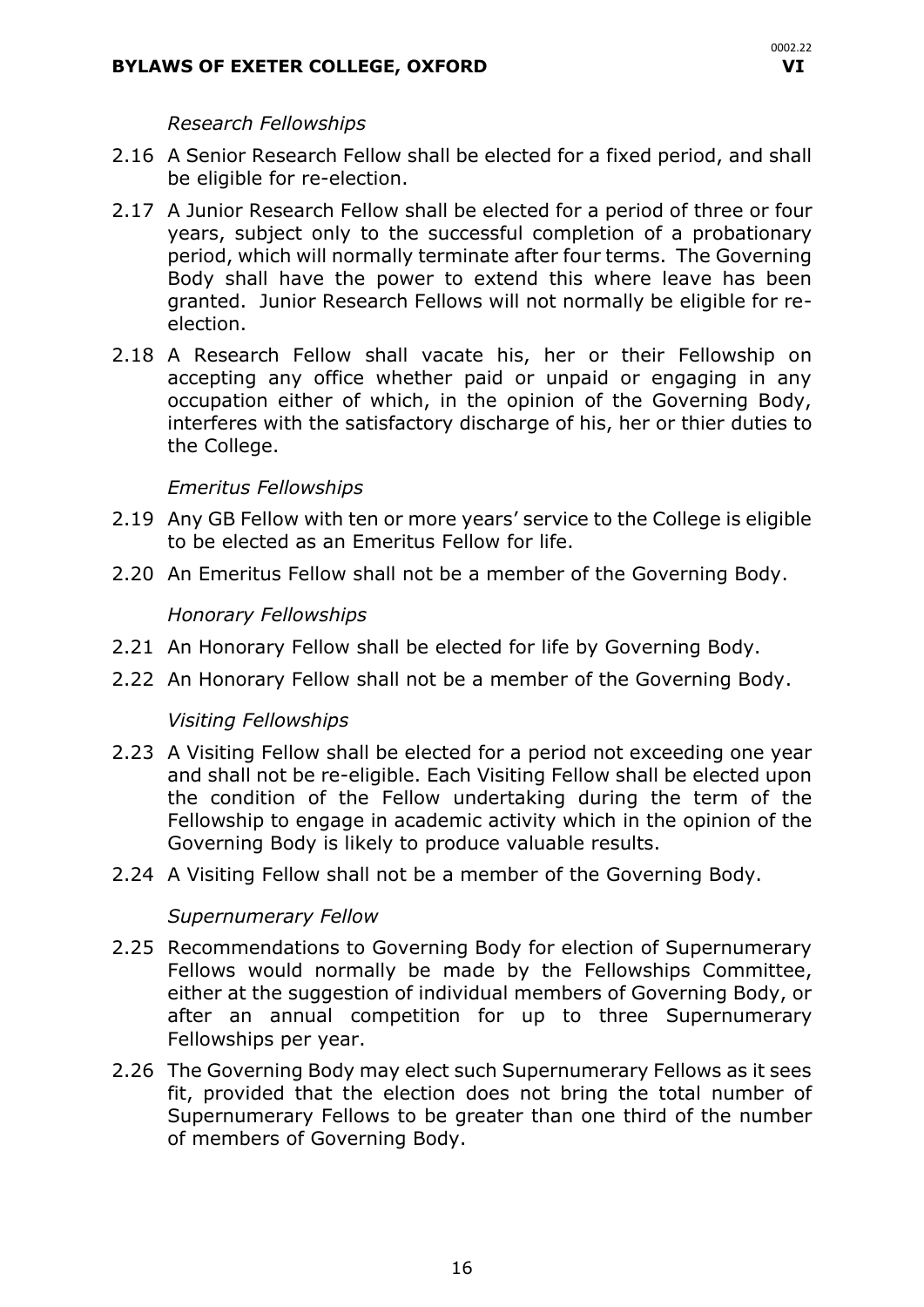*Research Fellowships*

2.16 A Senior Research Fellow shall be elected for a fixed period, and shall be eligible for re-election.

2.17 A Junior Research Fellow shall be elected for a period of three or four years, subject only to the successful completion of a probationary period, which will normally terminate after four terms. The Governing Body shall have the power to extend this where leave has been granted. Junior Research Fellows will not normally be eligible for re-election.

2.18 A Research Fellow shall vacate his, her or their Fellowship on accepting any office whether paid or unpaid or engaging in any occupation either of which, in the opinion of the Governing Body, interferes with the satisfactory discharge of his, her or thier duties to the College.

*Emeritus Fellowships*

2.19 Any GB Fellow with ten or more years' service to the College is eligible to be elected as an Emeritus Fellow for life.

2.20 An Emeritus Fellow shall not be a member of the Governing Body.

*Honorary Fellowships*

2.21 An Honorary Fellow shall be elected for life by Governing Body.

2.22 An Honorary Fellow shall not be a member of the Governing Body.

*Visiting Fellowships*

2.23 A Visiting Fellow shall be elected for a period not exceeding one year and shall not be re-eligible. Each Visiting Fellow shall be elected upon the condition of the Fellow undertaking during the term of the Fellowship to engage in academic activity which in the opinion of the Governing Body is likely to produce valuable results.

2.24 A Visiting Fellow shall not be a member of the Governing Body.

*Supernumerary Fellow*

2.25 Recommendations to Governing Body for election of Supernumerary Fellows would normally be made by the Fellowships Committee, either at the suggestion of individual members of Governing Body, or after an annual competition for up to three Supernumerary Fellowships per year.

2.26 The Governing Body may elect such Supernumerary Fellows as it sees fit, provided that the election does not bring the total number of Supernumerary Fellows to be greater than one third of the number of members of Governing Body.